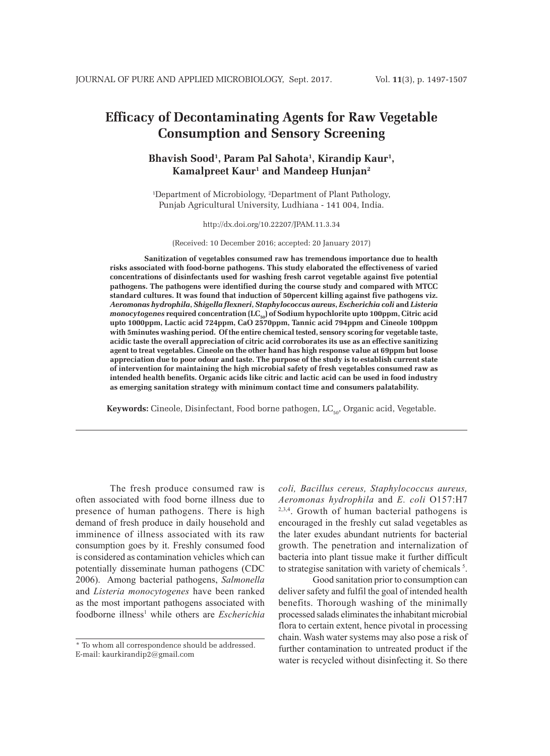# Efficacy of Decontaminating Agents for Raw Vegetable Consumption and Sensory Screening

**Bhavish Sood[1], Param Pal Sahota[1], Kirandip Kaur[1], Kamalpreet Kaur[1] and Mandeep Hunjan[2]**

[1]Department of Microbiology, [2]Department of Plant Pathology, Punjab Agricultural University, Ludhiana - 141 004, India.

http://dx.doi.org/10.22207/JPAM.11.3.34

(Received: 10 December 2016; accepted: 20 January 2017)

**Sanitization of vegetables consumed raw has tremendous importance due to health risks associated with food-borne pathogens. This study elaborated the effectiveness of varied concentrations of disinfectants used for washing fresh carrot vegetable against five potential pathogens. The pathogens were identified during the course study and compared with MTCC standard cultures. It was found that induction of 50percent killing against five pathogens viz. *Aeromonas hydrophila*, *Shigella flexneri*, *Staphylococcus aureus*, *Escherichia coli* and *Listeria monocytogenes* required concentration ($LC_{50}$) of Sodium hypochlorite upto 100ppm, Citric acid upto 1000ppm, Lactic acid 724ppm, CaO 2570ppm, Tannic acid 794ppm and Cineole 100ppm with 5minutes washing period. Of the entire chemical tested, sensory scoring for vegetable taste, acidic taste the overall appreciation of citric acid corroborates its use as an effective sanitizing agent to treat vegetables. Cineole on the other hand has high response value at 69ppm but loose appreciation due to poor odour and taste. The purpose of the study is to establish current state of intervention for maintaining the high microbial safety of fresh vegetables consumed raw as intended health benefits. Organic acids like citric and lactic acid can be used in food industry as emerging sanitation strategy with minimum contact time and consumers palatability.**

**Keywords:** Cineole, Disinfectant, Food borne pathogen, $LC_{50}$, Organic acid, Vegetable.

---

The fresh produce consumed raw is often associated with food borne illness due to presence of human pathogens. There is high demand of fresh produce in daily household and imminence of illness associated with its raw consumption goes by it. Freshly consumed food is considered as contamination vehicles which can potentially disseminate human pathogens (CDC 2006). Among bacterial pathogens, *Salmonella* and *Listeria monocytogenes* have been ranked as the most important pathogens associated with foodborne illness[1] while others are *Escherichia coli, Bacillus cereus, Staphylococcus aureus, Aeromonas hydrophila* and *E. coli* O157:H7 [2,3,4]. Growth of human bacterial pathogens is encouraged in the freshly cut salad vegetables as the later exudes abundant nutrients for bacterial growth. The penetration and internalization of bacteria into plant tissue make it further difficult to strategise sanitation with variety of chemicals [5].

Good sanitation prior to consumption can deliver safety and fulfil the goal of intended health benefits. Thorough washing of the minimally processed salads eliminates the inhabitant microbial flora to certain extent, hence pivotal in processing chain. Wash water systems may also pose a risk of further contamination to untreated product if the water is recycled without disinfecting it. So there

---

* To whom all correspondence should be addressed.
E-mail: kaurkirandip2@gmail.com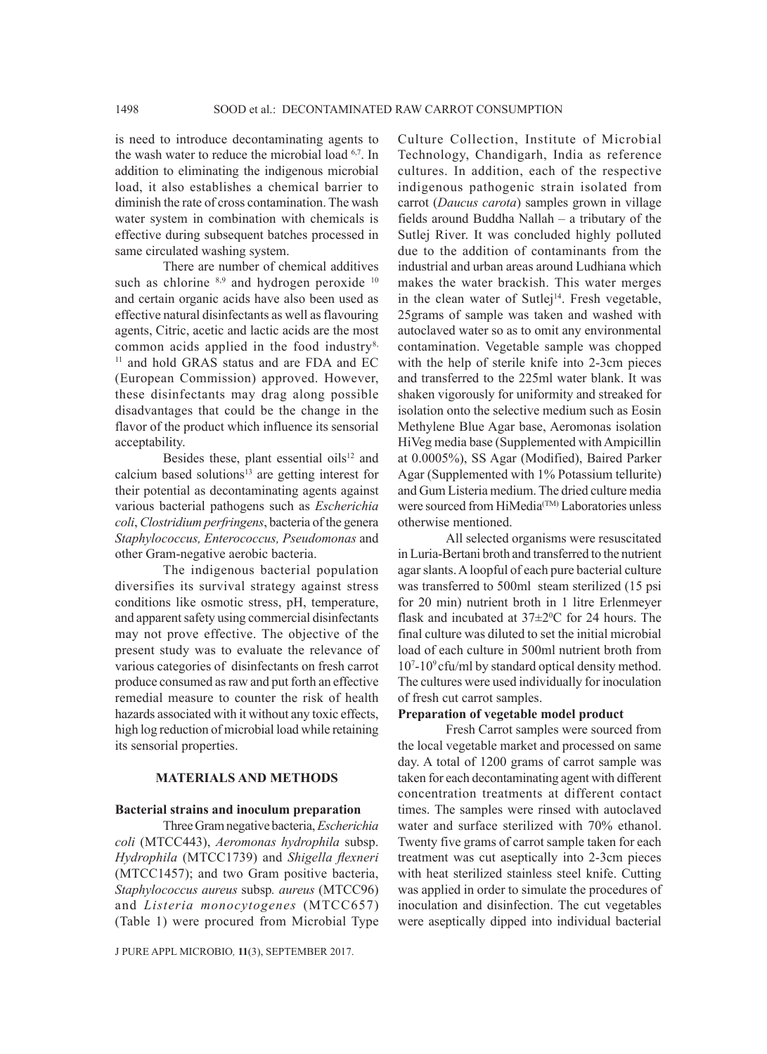is need to introduce decontaminating agents to the wash water to reduce the microbial load [6,7]. In addition to eliminating the indigenous microbial load, it also establishes a chemical barrier to diminish the rate of cross contamination. The wash water system in combination with chemicals is effective during subsequent batches processed in same circulated washing system.

There are number of chemical additives such as chlorine [8,9] and hydrogen peroxide [10] and certain organic acids have also been used as effective natural disinfectants as well as flavouring agents, Citric, acetic and lactic acids are the most common acids applied in the food industry[8, 11] and hold GRAS status and are FDA and EC (European Commission) approved. However, these disinfectants may drag along possible disadvantages that could be the change in the flavor of the product which influence its sensorial acceptability.

Besides these, plant essential oils[12] and calcium based solutions[13] are getting interest for their potential as decontaminating agents against various bacterial pathogens such as *Escherichia coli*, *Clostridium perfringens*, bacteria of the genera *Staphylococcus, Enterococcus, Pseudomonas* and other Gram-negative aerobic bacteria.

The indigenous bacterial population diversifies its survival strategy against stress conditions like osmotic stress, pH, temperature, and apparent safety using commercial disinfectants may not prove effective. The objective of the present study was to evaluate the relevance of various categories of disinfectants on fresh carrot produce consumed as raw and put forth an effective remedial measure to counter the risk of health hazards associated with it without any toxic effects, high log reduction of microbial load while retaining its sensorial properties.

## MATERIALS AND METHODS

### Bacterial strains and inoculum preparation

Three Gram negative bacteria, *Escherichia coli* (MTCC443), *Aeromonas hydrophila* subsp. *Hydrophila* (MTCC1739) and *Shigella flexneri* (MTCC1457); and two Gram positive bacteria, *Staphylococcus aureus* subsp. *aureus* (MTCC96) and *Listeria monocytogenes* (MTCC657) (Table 1) were procured from Microbial Type Culture Collection, Institute of Microbial Technology, Chandigarh, India as reference cultures. In addition, each of the respective indigenous pathogenic strain isolated from carrot (*Daucus carota*) samples grown in village fields around Buddha Nallah – a tributary of the Sutlej River. It was concluded highly polluted due to the addition of contaminants from the industrial and urban areas around Ludhiana which makes the water brackish. This water merges in the clean water of Sutlej[14]. Fresh vegetable, 25grams of sample was taken and washed with autoclaved water so as to omit any environmental contamination. Vegetable sample was chopped with the help of sterile knife into 2-3cm pieces and transferred to the 225ml water blank. It was shaken vigorously for uniformity and streaked for isolation onto the selective medium such as Eosin Methylene Blue Agar base, Aeromonas isolation HiVeg media base (Supplemented with Ampicillin at 0.0005%), SS Agar (Modified), Baired Parker Agar (Supplemented with 1% Potassium tellurite) and Gum Listeria medium. The dried culture media were sourced from HiMedia(TM) Laboratories unless otherwise mentioned.

All selected organisms were resuscitated in Luria-Bertani broth and transferred to the nutrient agar slants. A loopful of each pure bacterial culture was transferred to 500ml steam sterilized (15 psi for 20 min) nutrient broth in 1 litre Erlenmeyer flask and incubated at $37\pm2^0$C for 24 hours. The final culture was diluted to set the initial microbial load of each culture in 500ml nutrient broth from $10^7$-$10^9$ cfu/ml by standard optical density method. The cultures were used individually for inoculation of fresh cut carrot samples.

### Preparation of vegetable model product

Fresh Carrot samples were sourced from the local vegetable market and processed on same day. A total of 1200 grams of carrot sample was taken for each decontaminating agent with different concentration treatments at different contact times. The samples were rinsed with autoclaved water and surface sterilized with 70% ethanol. Twenty five grams of carrot sample taken for each treatment was cut aseptically into 2-3cm pieces with heat sterilized stainless steel knife. Cutting was applied in order to simulate the procedures of inoculation and disinfection. The cut vegetables were aseptically dipped into individual bacterial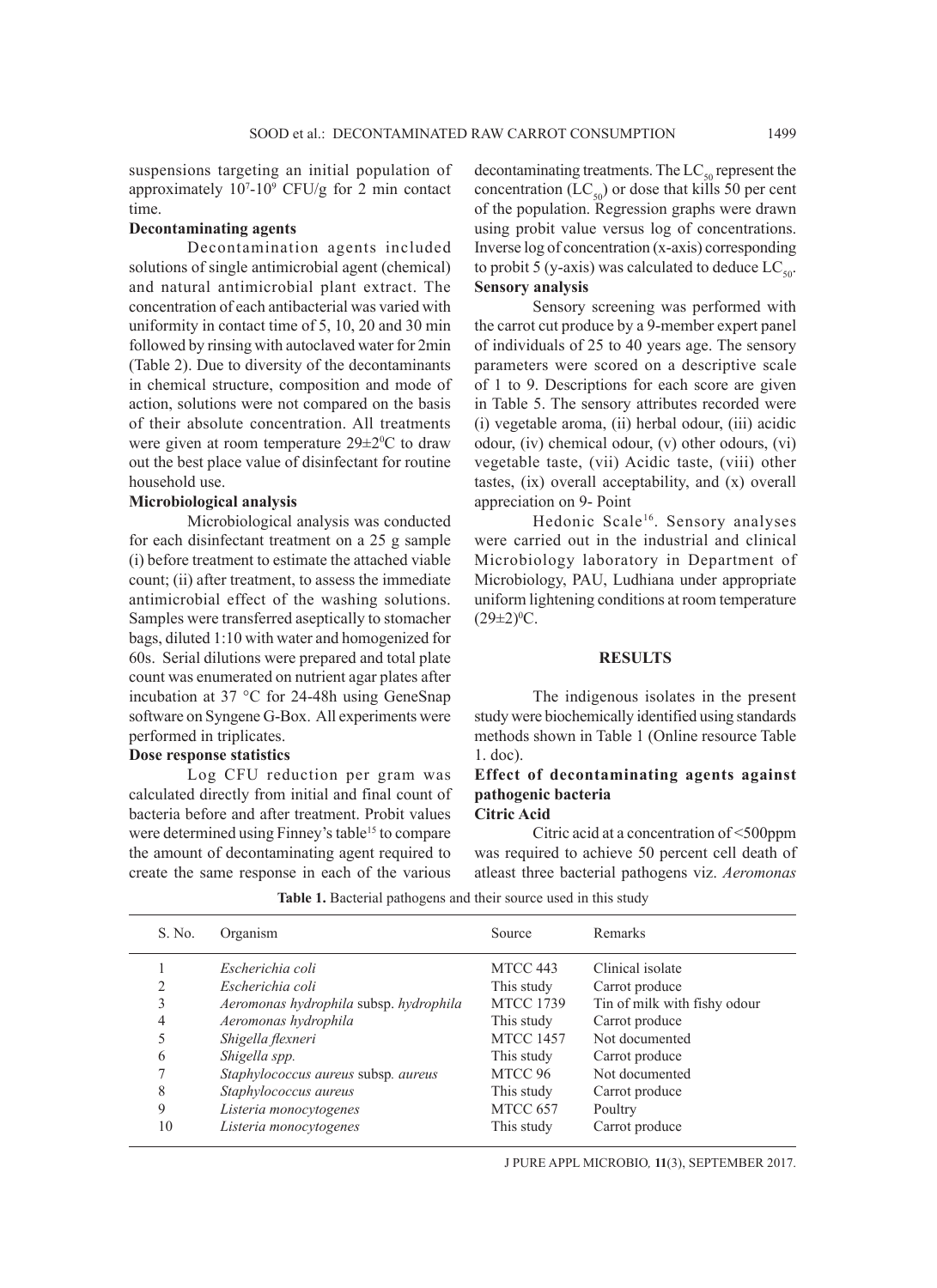suspensions targeting an initial population of approximately $10^7$-$10^9$ CFU/g for 2 min contact time.

**Decontaminating agents**

Decontamination agents included solutions of single antimicrobial agent (chemical) and natural antimicrobial plant extract. The concentration of each antibacterial was varied with uniformity in contact time of 5, 10, 20 and 30 min followed by rinsing with autoclaved water for 2min (Table 2). Due to diversity of the decontaminants in chemical structure, composition and mode of action, solutions were not compared on the basis of their absolute concentration. All treatments were given at room temperature $29\pm2^0$C to draw out the best place value of disinfectant for routine household use.

**Microbiological analysis**

Microbiological analysis was conducted for each disinfectant treatment on a 25 g sample (i) before treatment to estimate the attached viable count; (ii) after treatment, to assess the immediate antimicrobial effect of the washing solutions. Samples were transferred aseptically to stomacher bags, diluted 1:10 with water and homogenized for 60s. Serial dilutions were prepared and total plate count was enumerated on nutrient agar plates after incubation at 37 °C for 24-48h using GeneSnap software on Syngene G-Box. All experiments were performed in triplicates.

**Dose response statistics**

Log CFU reduction per gram was calculated directly from initial and final count of bacteria before and after treatment. Probit values were determined using Finney's table[15] to compare the amount of decontaminating agent required to create the same response in each of the various decontaminating treatments. The $LC_{50}$ represent the concentration ($LC_{50}$) or dose that kills 50 per cent of the population. Regression graphs were drawn using probit value versus log of concentrations. Inverse log of concentration (x-axis) corresponding to probit 5 (y-axis) was calculated to deduce $LC_{50}$.

**Sensory analysis**

Sensory screening was performed with the carrot cut produce by a 9-member expert panel of individuals of 25 to 40 years age. The sensory parameters were scored on a descriptive scale of 1 to 9. Descriptions for each score are given in Table 5. The sensory attributes recorded were (i) vegetable aroma, (ii) herbal odour, (iii) acidic odour, (iv) chemical odour, (v) other odours, (vi) vegetable taste, (vii) Acidic taste, (viii) other tastes, (ix) overall acceptability, and (x) overall appreciation on 9- Point

Hedonic Scale[16]. Sensory analyses were carried out in the industrial and clinical Microbiology laboratory in Department of Microbiology, PAU, Ludhiana under appropriate uniform lightening conditions at room temperature $(29\pm2)^0$C.

## RESULTS

The indigenous isolates in the present study were biochemically identified using standards methods shown in Table 1 (Online resource Table 1. doc).

### Effect of decontaminating agents against pathogenic bacteria

**Citric Acid**

Citric acid at a concentration of <500ppm was required to achieve 50 percent cell death of atleast three bacterial pathogens viz. *Aeromonas*

**Table 1.** Bacterial pathogens and their source used in this study

| S. No. | Organism | Source | Remarks |
|---|---|---|---|
| 1 | *Escherichia coli* | MTCC 443 | Clinical isolate |
| 2 | *Escherichia coli* | This study | Carrot produce |
| 3 | *Aeromonas hydrophila* subsp. *hydrophila* | MTCC 1739 | Tin of milk with fishy odour |
| 4 | *Aeromonas hydrophila* | This study | Carrot produce |
| 5 | *Shigella flexneri* | MTCC 1457 | Not documented |
| 6 | *Shigella spp.* | This study | Carrot produce |
| 7 | *Staphylococcus aureus* subsp. *aureus* | MTCC 96 | Not documented |
| 8 | *Staphylococcus aureus* | This study | Carrot produce |
| 9 | *Listeria monocytogenes* | MTCC 657 | Poultry |
| 10 | *Listeria monocytogenes* | This study | Carrot produce |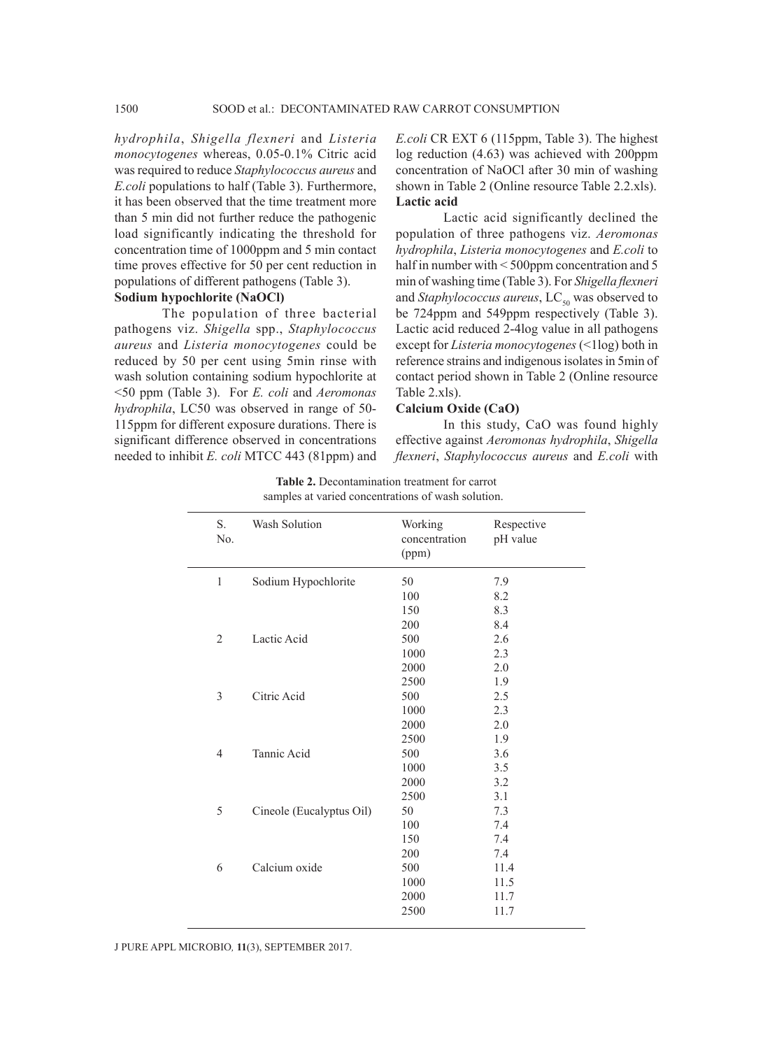*hydrophila*, *Shigella flexneri* and *Listeria monocytogenes* whereas, 0.05-0.1% Citric acid was required to reduce *Staphylococcus aureus* and *E.coli* populations to half (Table 3). Furthermore, it has been observed that the time treatment more than 5 min did not further reduce the pathogenic load significantly indicating the threshold for concentration time of 1000ppm and 5 min contact time proves effective for 50 per cent reduction in populations of different pathogens (Table 3).

**Sodium hypochlorite (NaOCl)**

The population of three bacterial pathogens viz. *Shigella* spp., *Staphylococcus aureus* and *Listeria monocytogenes* could be reduced by 50 per cent using 5min rinse with wash solution containing sodium hypochlorite at <50 ppm (Table 3). For *E. coli* and *Aeromonas hydrophila*, LC50 was observed in range of 50-115ppm for different exposure durations. There is significant difference observed in concentrations needed to inhibit *E. coli* MTCC 443 (81ppm) and *E.coli* CR EXT 6 (115ppm, Table 3). The highest log reduction (4.63) was achieved with 200ppm concentration of NaOCl after 30 min of washing shown in Table 2 (Online resource Table 2.2.xls).

**Lactic acid**

Lactic acid significantly declined the population of three pathogens viz. *Aeromonas hydrophila*, *Listeria monocytogenes* and *E.coli* to half in number with < 500ppm concentration and 5 min of washing time (Table 3). For *Shigella flexneri* and *Staphylococcus aureus*, $LC_{50}$ was observed to be 724ppm and 549ppm respectively (Table 3). Lactic acid reduced 2-4log value in all pathogens except for *Listeria monocytogenes* (<1log) both in reference strains and indigenous isolates in 5min of contact period shown in Table 2 (Online resource Table 2.xls).

**Calcium Oxide (CaO)**

In this study, CaO was found highly effective against *Aeromonas hydrophila*, *Shigella flexneri*, *Staphylococcus aureus* and *E.coli* with

**Table 2.** Decontamination treatment for carrot samples at varied concentrations of wash solution.

| S. No. | Wash Solution | Working concentration (ppm) | Respective pH value |
|---|---|---|---|
| 1 | Sodium Hypochlorite | 50 | 7.9 |
| | | 100 | 8.2 |
| | | 150 | 8.3 |
| | | 200 | 8.4 |
| 2 | Lactic Acid | 500 | 2.6 |
| | | 1000 | 2.3 |
| | | 2000 | 2.0 |
| | | 2500 | 1.9 |
| 3 | Citric Acid | 500 | 2.5 |
| | | 1000 | 2.3 |
| | | 2000 | 2.0 |
| | | 2500 | 1.9 |
| 4 | Tannic Acid | 500 | 3.6 |
| | | 1000 | 3.5 |
| | | 2000 | 3.2 |
| | | 2500 | 3.1 |
| 5 | Cineole (Eucalyptus Oil) | 50 | 7.3 |
| | | 100 | 7.4 |
| | | 150 | 7.4 |
| | | 200 | 7.4 |
| 6 | Calcium oxide | 500 | 11.4 |
| | | 1000 | 11.5 |
| | | 2000 | 11.7 |
| | | 2500 | 11.7 |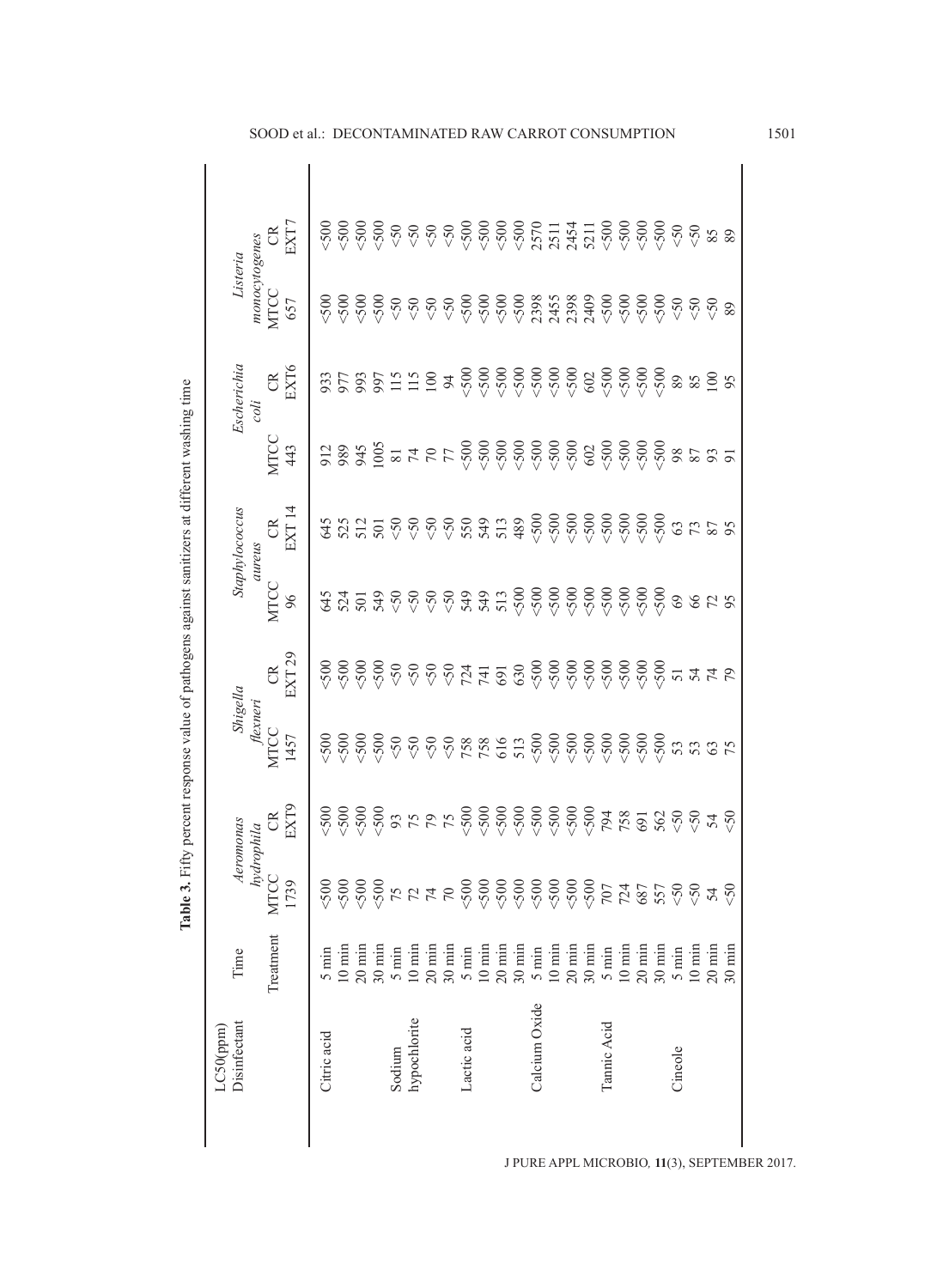**Table 3.** Fifty percent response value of pathogens against sanitizers at different washing time

| LC50(ppm) Disinfectant | Time | *Aeromonas hydrophila* | | *Shigella flexneri* | | *Staphylococcus aureus* | | *Escherichia coli* | | *Listeria monocytogenes* | |
|---|---|---|---|---|---|---|---|---|---|---|---|
| | Treatment | MTCC 1739 | CR EXT9 | MTCC 1457 | CR EXT 29 | MTCC 96 | CR EXT 14 | MTCC 443 | CR EXT6 | MTCC 657 | CR EXT7 |
| Citric acid | 5 min | <500 | <500 | <500 | <500 | 645 | 645 | 912 | 933 | <500 | <500 |
| | 10 min | <500 | <500 | <500 | <500 | 524 | 525 | 989 | 977 | <500 | <500 |
| | 20 min | <500 | <500 | <500 | <500 | 501 | 512 | 945 | 993 | <500 | <500 |
| | 30 min | <500 | <500 | <500 | <500 | 549 | 501 | 1005 | 997 | <500 | <500 |
| Sodium hypochlorite | 5 min | 75 | 93 | <50 | <50 | <50 | <50 | 81 | 115 | <50 | <50 |
| | 10 min | 72 | 75 | <50 | <50 | <50 | <50 | 74 | 115 | <50 | <50 |
| | 20 min | 74 | 79 | <50 | <50 | <50 | <50 | 70 | 100 | <50 | <50 |
| | 30 min | 70 | 75 | <50 | <50 | <50 | <50 | 77 | 94 | <50 | <50 |
| Lactic acid | 5 min | <500 | <500 | 758 | 724 | 549 | 550 | <500 | <500 | <500 | <500 |
| | 10 min | <500 | <500 | 758 | 741 | 549 | 549 | <500 | <500 | <500 | <500 |
| | 20 min | <500 | <500 | 616 | 691 | 513 | 513 | <500 | <500 | <500 | <500 |
| | 30 min | <500 | <500 | 513 | 630 | <500 | 489 | <500 | <500 | <500 | <500 |
| Calcium Oxide | 5 min | <500 | <500 | <500 | <500 | <500 | <500 | <500 | <500 | 2398 | 2570 |
| | 10 min | <500 | <500 | <500 | <500 | <500 | <500 | <500 | <500 | 2455 | 2511 |
| | 20 min | <500 | <500 | <500 | <500 | <500 | <500 | <500 | <500 | 2398 | 2454 |
| | 30 min | <500 | <500 | <500 | <500 | <500 | <500 | 602 | 602 | 2409 | 5211 |
| Tannic Acid | 5 min | 707 | 794 | <500 | <500 | <500 | <500 | <500 | <500 | <500 | <500 |
| | 10 min | 724 | 758 | <500 | <500 | <500 | <500 | <500 | <500 | <500 | <500 |
| | 20 min | 687 | 691 | <500 | <500 | <500 | <500 | <500 | <500 | <500 | <500 |
| | 30 min | 557 | 562 | <500 | <500 | <500 | <500 | <500 | <500 | <500 | <500 |
| Cineole | 5 min | <50 | <50 | 53 | 51 | 69 | 63 | 98 | 89 | <50 | <50 |
| | 10 min | <50 | <50 | 53 | 54 | 66 | 73 | 87 | 85 | <50 | <50 |
| | 20 min | 54 | 54 | 63 | 74 | 72 | 87 | 93 | 100 | <50 | 85 |
| | 30 min | <50 | <50 | 75 | 79 | 95 | 95 | 91 | 95 | 89 | 89 |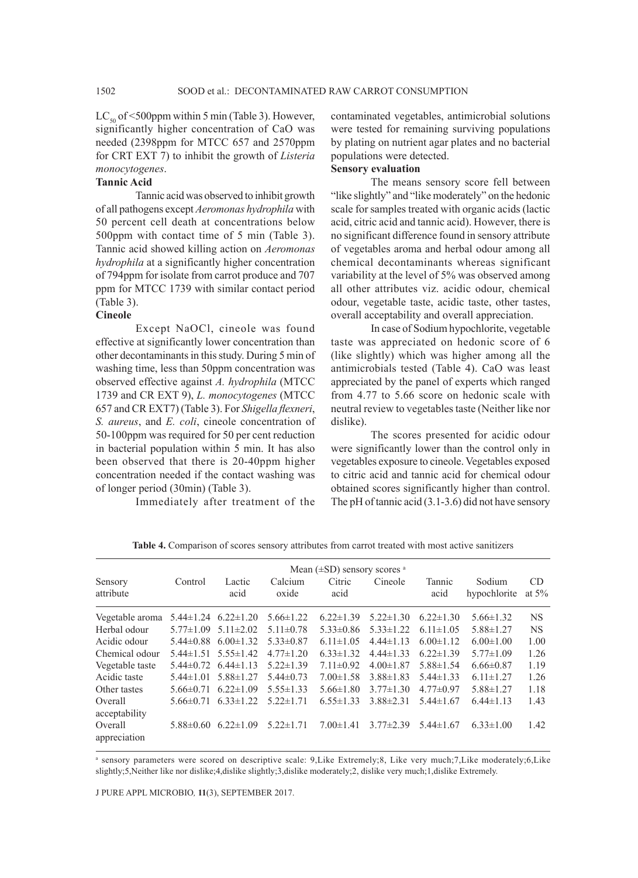$LC_{50}$ of <500ppm within 5 min (Table 3). However, significantly higher concentration of CaO was needed (2398ppm for MTCC 657 and 2570ppm for CRT EXT 7) to inhibit the growth of *Listeria monocytogenes*.

**Tannic Acid**

Tannic acid was observed to inhibit growth of all pathogens except *Aeromonas hydrophila* with 50 percent cell death at concentrations below 500ppm with contact time of 5 min (Table 3). Tannic acid showed killing action on *Aeromonas hydrophila* at a significantly higher concentration of 794ppm for isolate from carrot produce and 707 ppm for MTCC 1739 with similar contact period (Table 3).

**Cineole**

Except NaOCl, cineole was found effective at significantly lower concentration than other decontaminants in this study. During 5 min of washing time, less than 50ppm concentration was observed effective against *A. hydrophila* (MTCC 1739 and CR EXT 9), *L. monocytogenes* (MTCC 657 and CR EXT7) (Table 3). For *Shigella flexneri*, *S. aureus*, and *E. coli*, cineole concentration of 50-100ppm was required for 50 per cent reduction in bacterial population within 5 min. It has also been observed that there is 20-40ppm higher concentration needed if the contact washing was of longer period (30min) (Table 3).

Immediately after treatment of the contaminated vegetables, antimicrobial solutions were tested for remaining surviving populations by plating on nutrient agar plates and no bacterial populations were detected.

**Sensory evaluation**

The means sensory score fell between "like slightly" and "like moderately" on the hedonic scale for samples treated with organic acids (lactic acid, citric acid and tannic acid). However, there is no significant difference found in sensory attribute of vegetables aroma and herbal odour among all chemical decontaminants whereas significant variability at the level of 5% was observed among all other attributes viz. acidic odour, chemical odour, vegetable taste, acidic taste, other tastes, overall acceptability and overall appreciation.

In case of Sodium hypochlorite, vegetable taste was appreciated on hedonic score of 6 (like slightly) which was higher among all the antimicrobials tested (Table 4). CaO was least appreciated by the panel of experts which ranged from 4.77 to 5.66 score on hedonic scale with neutral review to vegetables taste (Neither like nor dislike).

The scores presented for acidic odour were significantly lower than the control only in vegetables exposure to cineole. Vegetables exposed to citric acid and tannic acid for chemical odour obtained scores significantly higher than control. The pH of tannic acid (3.1-3.6) did not have sensory

**Table 4.** Comparison of scores sensory attributes from carrot treated with most active sanitizers

| Sensory attribute | Mean (±SD) sensory scores [a] | | | | | | | |
|---|---|---|---|---|---|---|---|---|
| | Control | Lactic acid | Calcium oxide | Citric acid | Cineole | Tannic acid | Sodium hypochlorite | CD at 5% |
| Vegetable aroma | 5.44±1.24 | 6.22±1.20 | 5.66±1.22 | 6.22±1.39 | 5.22±1.30 | 6.22±1.30 | 5.66±1.32 | NS |
| Herbal odour | 5.77±1.09 | 5.11±2.02 | 5.11±0.78 | 5.33±0.86 | 5.33±1.22 | 6.11±1.05 | 5.88±1.27 | NS |
| Acidic odour | 5.44±0.88 | 6.00±1.32 | 5.33±0.87 | 6.11±1.05 | 4.44±1.13 | 6.00±1.12 | 6.00±1.00 | 1.00 |
| Chemical odour | 5.44±1.51 | 5.55±1.42 | 4.77±1.20 | 6.33±1.32 | 4.44±1.33 | 6.22±1.39 | 5.77±1.09 | 1.26 |
| Vegetable taste | 5.44±0.72 | 6.44±1.13 | 5.22±1.39 | 7.11±0.92 | 4.00±1.87 | 5.88±1.54 | 6.66±0.87 | 1.19 |
| Acidic taste | 5.44±1.01 | 5.88±1.27 | 5.44±0.73 | 7.00±1.58 | 3.88±1.83 | 5.44±1.33 | 6.11±1.27 | 1.26 |
| Other tastes | 5.66±0.71 | 6.22±1.09 | 5.55±1.33 | 5.66±1.80 | 3.77±1.30 | 4.77±0.97 | 5.88±1.27 | 1.18 |
| Overall acceptability | 5.66±0.71 | 6.33±1.22 | 5.22±1.71 | 6.55±1.33 | 3.88±2.31 | 5.44±1.67 | 6.44±1.13 | 1.43 |
| Overall appreciation | 5.88±0.60 | 6.22±1.09 | 5.22±1.71 | 7.00±1.41 | 3.77±2.39 | 5.44±1.67 | 6.33±1.00 | 1.42 |

[a] sensory parameters were scored on descriptive scale: 9,Like Extremely;8, Like very much;7,Like moderately;6,Like slightly;5,Neither like nor dislike;4,dislike slightly;3,dislike moderately;2, dislike very much;1,dislike Extremely.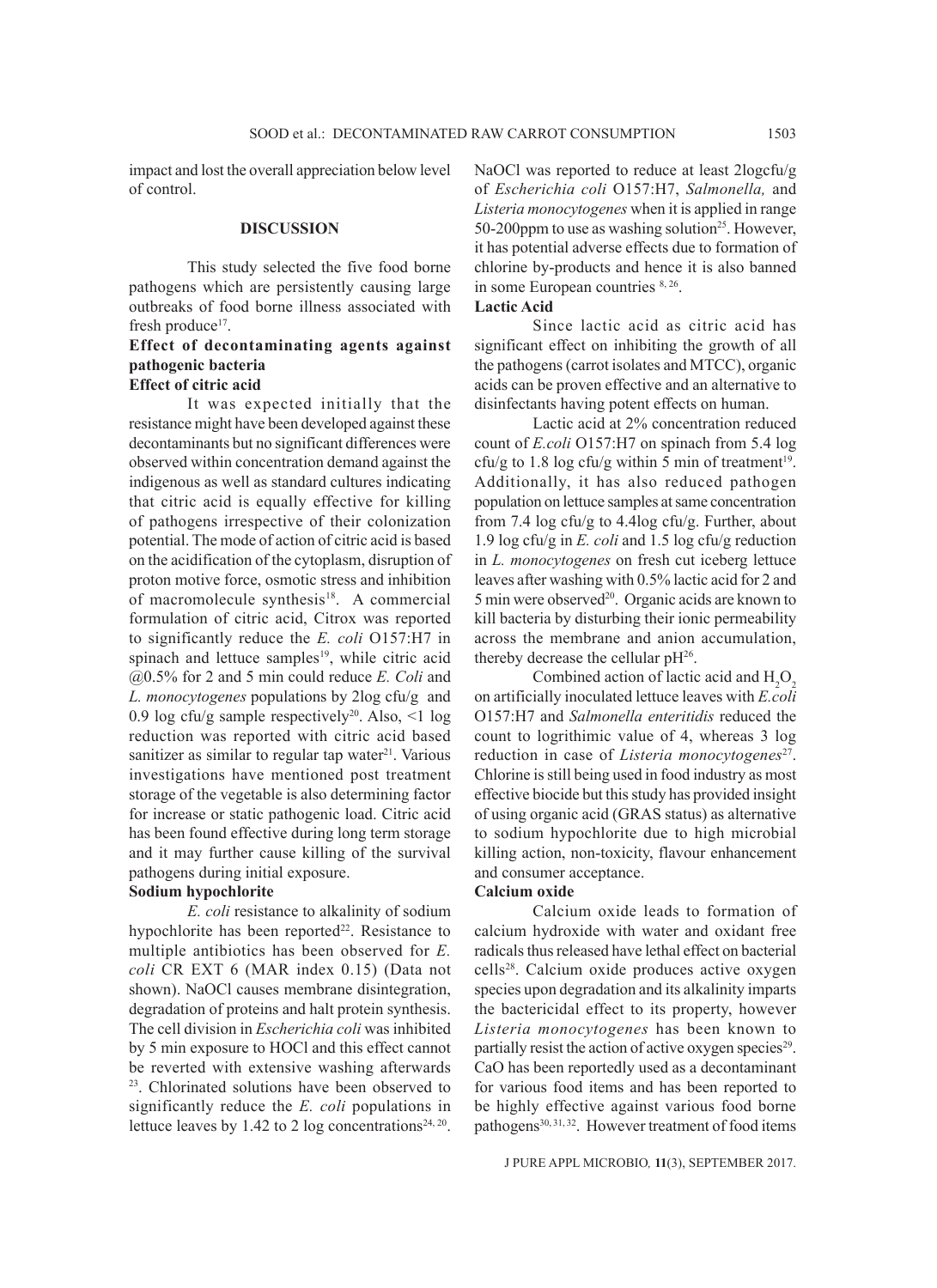impact and lost the overall appreciation below level of control.

## DISCUSSION

This study selected the five food borne pathogens which are persistently causing large outbreaks of food borne illness associated with fresh produce[17].

### Effect of decontaminating agents against pathogenic bacteria

#### Effect of citric acid

It was expected initially that the resistance might have been developed against these decontaminants but no significant differences were observed within concentration demand against the indigenous as well as standard cultures indicating that citric acid is equally effective for killing of pathogens irrespective of their colonization potential. The mode of action of citric acid is based on the acidification of the cytoplasm, disruption of proton motive force, osmotic stress and inhibition of macromolecule synthesis[18]. A commercial formulation of citric acid, Citrox was reported to significantly reduce the *E. coli* O157:H7 in spinach and lettuce samples[19], while citric acid @0.5% for 2 and 5 min could reduce *E. Coli* and *L. monocytogenes* populations by 2log cfu/g and 0.9 log cfu/g sample respectively[20]. Also, <1 log reduction was reported with citric acid based sanitizer as similar to regular tap water[21]. Various investigations have mentioned post treatment storage of the vegetable is also determining factor for increase or static pathogenic load. Citric acid has been found effective during long term storage and it may further cause killing of the survival pathogens during initial exposure.

#### Sodium hypochlorite

*E. coli* resistance to alkalinity of sodium hypochlorite has been reported[22]. Resistance to multiple antibiotics has been observed for *E. coli* CR EXT 6 (MAR index 0.15) (Data not shown). NaOCl causes membrane disintegration, degradation of proteins and halt protein synthesis. The cell division in *Escherichia coli* was inhibited by 5 min exposure to HOCl and this effect cannot be reverted with extensive washing afterwards [23]. Chlorinated solutions have been observed to significantly reduce the *E. coli* populations in lettuce leaves by 1.42 to 2 log concentrations[24, 20]. NaOCl was reported to reduce at least 2logcfu/g of *Escherichia coli* O157:H7, *Salmonella,* and *Listeria monocytogenes* when it is applied in range 50-200ppm to use as washing solution[25]. However, it has potential adverse effects due to formation of chlorine by-products and hence it is also banned in some European countries [8, 26].

#### Lactic Acid

Since lactic acid as citric acid has significant effect on inhibiting the growth of all the pathogens (carrot isolates and MTCC), organic acids can be proven effective and an alternative to disinfectants having potent effects on human.

Lactic acid at 2% concentration reduced count of *E.coli* O157:H7 on spinach from 5.4 log cfu/g to 1.8 log cfu/g within 5 min of treatment[19]. Additionally, it has also reduced pathogen population on lettuce samples at same concentration from 7.4 log cfu/g to 4.4log cfu/g. Further, about 1.9 log cfu/g in *E. coli* and 1.5 log cfu/g reduction in *L. monocytogenes* on fresh cut iceberg lettuce leaves after washing with 0.5% lactic acid for 2 and 5 min were observed[20]. Organic acids are known to kill bacteria by disturbing their ionic permeability across the membrane and anion accumulation, thereby decrease the cellular pH[26].

Combined action of lactic acid and $H_2O_2$ on artificially inoculated lettuce leaves with *E.coli* O157:H7 and *Salmonella enteritidis* reduced the count to logrithimic value of 4, whereas 3 log reduction in case of *Listeria monocytogenes*[27]. Chlorine is still being used in food industry as most effective biocide but this study has provided insight of using organic acid (GRAS status) as alternative to sodium hypochlorite due to high microbial killing action, non-toxicity, flavour enhancement and consumer acceptance.

#### Calcium oxide

Calcium oxide leads to formation of calcium hydroxide with water and oxidant free radicals thus released have lethal effect on bacterial cells[28]. Calcium oxide produces active oxygen species upon degradation and its alkalinity imparts the bactericidal effect to its property, however *Listeria monocytogenes* has been known to partially resist the action of active oxygen species[29]. CaO has been reportedly used as a decontaminant for various food items and has been reported to be highly effective against various food borne pathogens[30, 31, 32]. However treatment of food items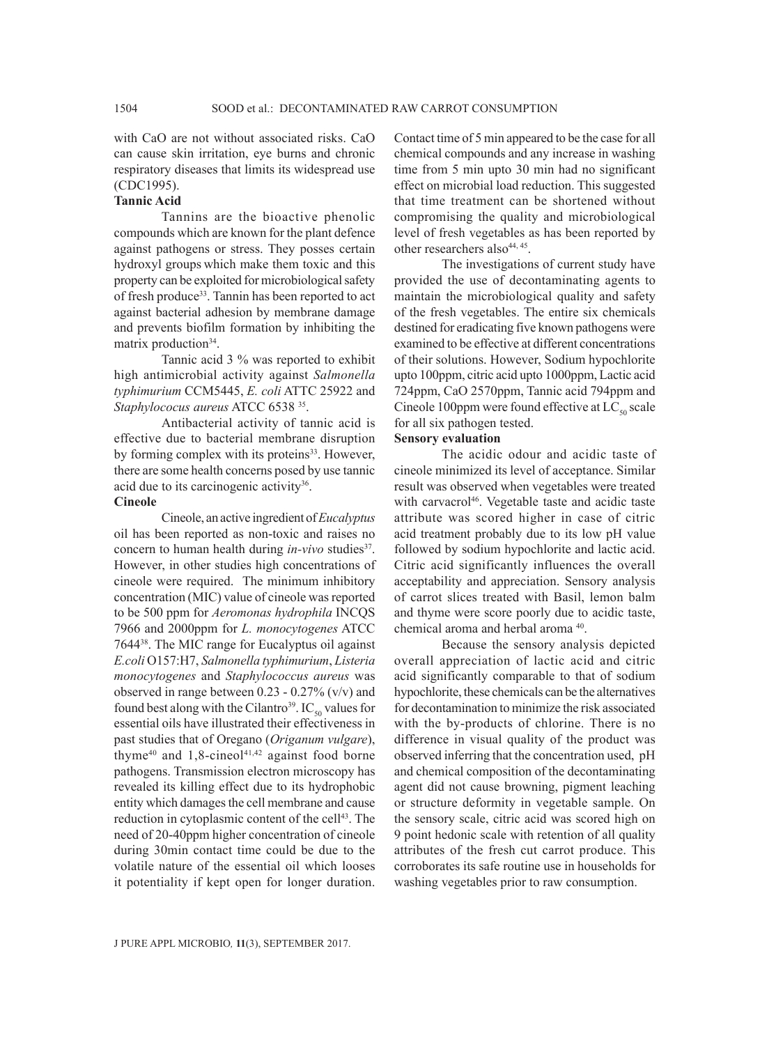with CaO are not without associated risks. CaO can cause skin irritation, eye burns and chronic respiratory diseases that limits its widespread use (CDC1995).

### Tannic Acid

Tannins are the bioactive phenolic compounds which are known for the plant defence against pathogens or stress. They posses certain hydroxyl groups which make them toxic and this property can be exploited for microbiological safety of fresh produce[33]. Tannin has been reported to act against bacterial adhesion by membrane damage and prevents biofilm formation by inhibiting the matrix production[34].

Tannic acid 3 % was reported to exhibit high antimicrobial activity against *Salmonella typhimurium* CCM5445, *E. coli* ATTC 25922 and *Staphylococus aureus* ATCC 6538 [35].

Antibacterial activity of tannic acid is effective due to bacterial membrane disruption by forming complex with its proteins[33]. However, there are some health concerns posed by use tannic acid due to its carcinogenic activity[36].

### Cineole

Cineole, an active ingredient of *Eucalyptus* oil has been reported as non-toxic and raises no concern to human health during *in-vivo* studies[37]. However, in other studies high concentrations of cineole were required. The minimum inhibitory concentration (MIC) value of cineole was reported to be 500 ppm for *Aeromonas hydrophila* INCQS 7966 and 2000ppm for *L. monocytogenes* ATCC 7644[38]. The MIC range for Eucalyptus oil against *E.coli* O157:H7, *Salmonella typhimurium*, *Listeria monocytogenes* and *Staphylococcus aureus* was observed in range between 0.23 - 0.27% (v/v) and found best along with the Cilantro[39]. $IC_{50}$ values for essential oils have illustrated their effectiveness in past studies that of Oregano (*Origanum vulgare*), thyme[40] and 1,8-cineol[41,42] against food borne pathogens. Transmission electron microscopy has revealed its killing effect due to its hydrophobic entity which damages the cell membrane and cause reduction in cytoplasmic content of the cell[43]. The need of 20-40ppm higher concentration of cineole during 30min contact time could be due to the volatile nature of the essential oil which looses it potentiality if kept open for longer duration. Contact time of 5 min appeared to be the case for all chemical compounds and any increase in washing time from 5 min upto 30 min had no significant effect on microbial load reduction. This suggested that time treatment can be shortened without compromising the quality and microbiological level of fresh vegetables as has been reported by other researchers also[44, 45].

The investigations of current study have provided the use of decontaminating agents to maintain the microbiological quality and safety of the fresh vegetables. The entire six chemicals destined for eradicating five known pathogens were examined to be effective at different concentrations of their solutions. However, Sodium hypochlorite upto 100ppm, citric acid upto 1000ppm, Lactic acid 724ppm, CaO 2570ppm, Tannic acid 794ppm and Cineole 100ppm were found effective at $LC_{50}$ scale for all six pathogen tested.

### Sensory evaluation

The acidic odour and acidic taste of cineole minimized its level of acceptance. Similar result was observed when vegetables were treated with carvacrol[46]. Vegetable taste and acidic taste attribute was scored higher in case of citric acid treatment probably due to its low pH value followed by sodium hypochlorite and lactic acid. Citric acid significantly influences the overall acceptability and appreciation. Sensory analysis of carrot slices treated with Basil, lemon balm and thyme were score poorly due to acidic taste, chemical aroma and herbal aroma [40].

Because the sensory analysis depicted overall appreciation of lactic acid and citric acid significantly comparable to that of sodium hypochlorite, these chemicals can be the alternatives for decontamination to minimize the risk associated with the by-products of chlorine. There is no difference in visual quality of the product was observed inferring that the concentration used, pH and chemical composition of the decontaminating agent did not cause browning, pigment leaching or structure deformity in vegetable sample. On the sensory scale, citric acid was scored high on 9 point hedonic scale with retention of all quality attributes of the fresh cut carrot produce. This corroborates its safe routine use in households for washing vegetables prior to raw consumption.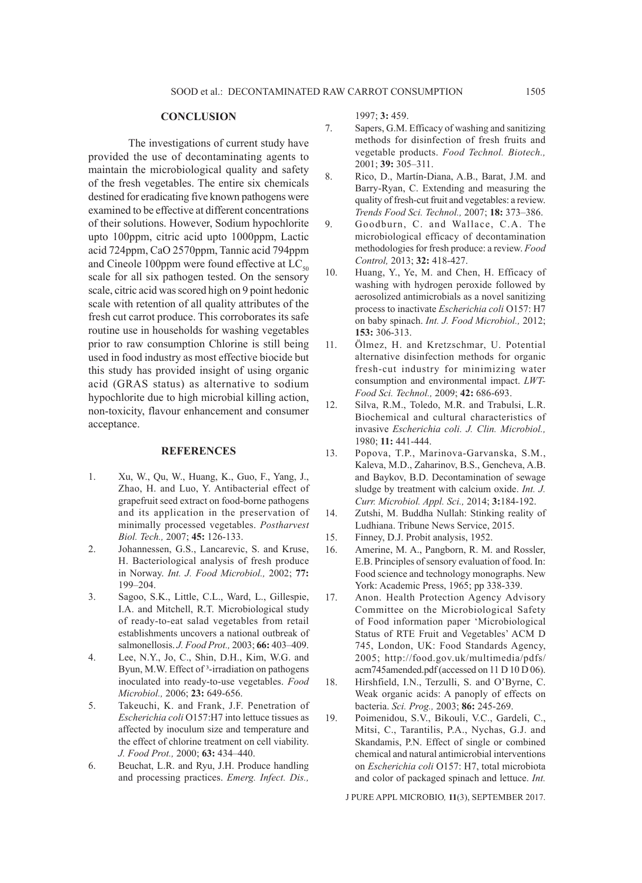## CONCLUSION

The investigations of current study have provided the use of decontaminating agents to maintain the microbiological quality and safety of the fresh vegetables. The entire six chemicals destined for eradicating five known pathogens were examined to be effective at different concentrations of their solutions. However, Sodium hypochlorite upto 100ppm, citric acid upto 1000ppm, Lactic acid 724ppm, CaO 2570ppm, Tannic acid 794ppm and Cineole 100ppm were found effective at $LC_{50}$ scale for all six pathogen tested. On the sensory scale, citric acid was scored high on 9 point hedonic scale with retention of all quality attributes of the fresh cut carrot produce. This corroborates its safe routine use in households for washing vegetables prior to raw consumption Chlorine is still being used in food industry as most effective biocide but this study has provided insight of using organic acid (GRAS status) as alternative to sodium hypochlorite due to high microbial killing action, non-toxicity, flavour enhancement and consumer acceptance.

## REFERENCES

1. Xu, W., Qu, W., Huang, K., Guo, F., Yang, J., Zhao, H. and Luo, Y. Antibacterial effect of grapefruit seed extract on food-borne pathogens and its application in the preservation of minimally processed vegetables. *Postharvest Biol. Tech.,* 2007; **45:** 126-133.
2. Johannessen, G.S., Lancarevic, S. and Kruse, H. Bacteriological analysis of fresh produce in Norway. *Int. J. Food Microbiol.,* 2002; **77:** 199–204.
3. Sagoo, S.K., Little, C.L., Ward, L., Gillespie, I.A. and Mitchell, R.T. Microbiological study of ready-to-eat salad vegetables from retail establishments uncovers a national outbreak of salmonellosis. *J. Food Prot.,* 2003; **66:** 403–409.
4. Lee, N.Y., Jo, C., Shin, D.H., Kim, W.G. and Byun, M.W. Effect of ³-irradiation on pathogens inoculated into ready-to-use vegetables. *Food Microbiol.,* 2006; **23:** 649-656.
5. Takeuchi, K. and Frank, J.F. Penetration of *Escherichia coli* O157:H7 into lettuce tissues as affected by inoculum size and temperature and the effect of chlorine treatment on cell viability. *J. Food Prot.,* 2000; **63:** 434–440.
6. Beuchat, L.R. and Ryu, J.H. Produce handling and processing practices. *Emerg. Infect. Dis.,* 1997; **3:** 459.
7. Sapers, G.M. Efficacy of washing and sanitizing methods for disinfection of fresh fruits and vegetable products. *Food Technol. Biotech.,* 2001; **39:** 305–311.
8. Rico, D., Martín-Diana, A.B., Barat, J.M. and Barry-Ryan, C. Extending and measuring the quality of fresh-cut fruit and vegetables: a review. *Trends Food Sci. Technol.,* 2007; **18:** 373–386.
9. Goodburn, C. and Wallace, C.A. The microbiological efficacy of decontamination methodologies for fresh produce: a review. *Food Control,* 2013; **32:** 418-427.
10. Huang, Y., Ye, M. and Chen, H. Efficacy of washing with hydrogen peroxide followed by aerosolized antimicrobials as a novel sanitizing process to inactivate *Escherichia coli* O157: H7 on baby spinach. *Int. J. Food Microbiol.,* 2012; **153:** 306-313.
11. Ölmez, H. and Kretzschmar, U. Potential alternative disinfection methods for organic fresh-cut industry for minimizing water consumption and environmental impact. *LWT-Food Sci. Technol.,* 2009; **42:** 686-693.
12. Silva, R.M., Toledo, M.R. and Trabulsi, L.R. Biochemical and cultural characteristics of invasive *Escherichia coli. J. Clin. Microbiol.,* 1980; **11:** 441-444.
13. Popova, T.P., Marinova-Garvanska, S.M., Kaleva, M.D., Zaharinov, B.S., Gencheva, A.B. and Baykov, B.D. Decontamination of sewage sludge by treatment with calcium oxide. *Int. J. Curr. Microbiol. Appl. Sci.,* 2014; **3:**184-192.
14. Zutshi, M. Buddha Nullah: Stinking reality of Ludhiana. Tribune News Service, 2015.
15. Finney, D.J. Probit analysis, 1952.
16. Amerine, M. A., Pangborn, R. M. and Rossler, E.B. Principles of sensory evaluation of food. In: Food science and technology monographs. New York: Academic Press, 1965; pp 338-339.
17. Anon. Health Protection Agency Advisory Committee on the Microbiological Safety of Food information paper 'Microbiological Status of RTE Fruit and Vegetables' ACM D 745, London, UK: Food Standards Agency, 2005; http://food.gov.uk/multimedia/pdfs/acm745amended.pdf (accessed on 11 D 10 D 06).
18. Hirshfield, I.N., Terzulli, S. and O'Byrne, C. Weak organic acids: A panoply of effects on bacteria. *Sci. Prog.,* 2003; **86:** 245-269.
19. Poimenidou, S.V., Bikouli, V.C., Gardeli, C., Mitsi, C., Tarantilis, P.A., Nychas, G.J. and Skandamis, P.N. Effect of single or combined chemical and natural antimicrobial interventions on *Escherichia coli* O157: H7, total microbiota and color of packaged spinach and lettuce. *Int.*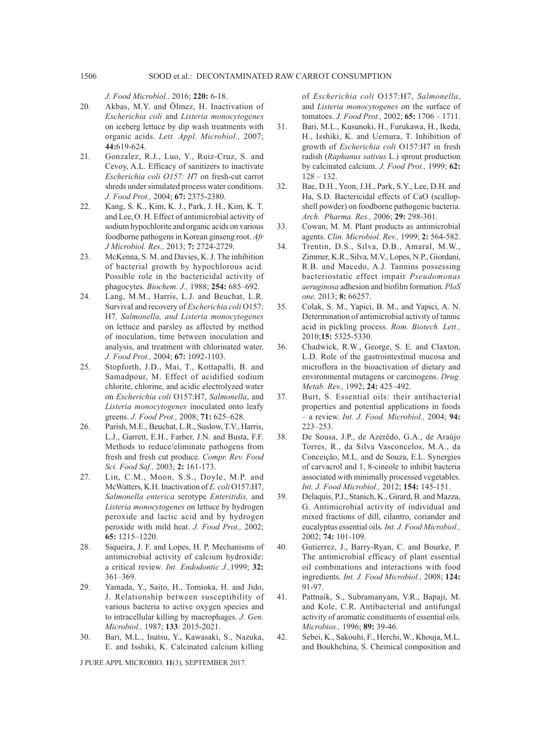*J. Food Microbiol.,* 2016; **220:** 6-18.

20. Akbas, M.Y. and Ölmez, H. Inactivation of *Escherichia coli* and *Listeria monocytogenes* on iceberg lettuce by dip wash treatments with organic acids. *Lett. Appl. Microbiol.,* 2007; **44:**619-624.
21. Gonzalez, R.J., Luo, Y., Ruiz-Cruz, S. and Cevoy, A.L. Efficacy of sanitizers to inactivate *Escherichia coli O157: H*7 on fresh-cut carrot shreds under simulated process water conditions. *J. Food Prot.,* 2004; **67:** 2375-2380.
22. Kang, S. K., Kim, K. J., Park, J. H., Kim, K. T. and Lee, O. H. Effect of antimicrobial activity of sodium hypochlorite and organic acids on various foodborne pathogens in Korean ginseng root. *Afr J Microbiol. Res.,* 2013; **7:** 2724-2729.
23. McKenna, S. M. and Davies, K. J. The inhibition of bacterial growth by hypochlorous acid. Possible role in the bactericidal activity of phagocytes. *Biochem. J.,* 1988; **254:** 685–692.
24. Lang, M.M., Harris, L.J. and Beuchat, L.R. Survival and recovery of *Escherichia coli* O157: H7*, Salmonella, and Listeria monocytogenes* on lettuce and parsley as affected by method of inoculation, time between inoculation and analysis, and treatment with chlorinated water. *J. Food Prot.,* 2004; **67:** 1092-1103.
25. Stopforth, J.D., Mai, T., Kottapalli, B. and Samadpour, M. Effect of acidified sodium chlorite, chlorine, and acidic electrolyzed water on *Escherichia coli* O157:H7, *Salmonella*, and *Listeria monocytogenes* inoculated onto leafy greens. *J. Food Prot.,* 2008; **71:** 625–628.
26. Parish, M.E., Beuchat, L.R., Suslow, T.V., Harris, L.J., Garrett, E.H., Farber, J.N. and Busta, F.F. Methods to reduce/eliminate pathogens from fresh and fresh cut produce. *Compr. Rev. Food Sci. Food Saf.,* 2003; **2:** 161-173.
27. Lin, C.M., Moon, S.S., Doyle, M.P. and McWatters, K.H. Inactivation of *E. coli* O157:H7, *Salmonella enterica* serotype *Enteritidis,* and *Listeria monocytogenes* on lettuce by hydrogen peroxide and lactic acid and by hydrogen peroxide with mild heat. *J. Food Prot.,* 2002; **65:** 1215–1220.
28. Siqueira, J. F. and Lopes, H. P. Mechanisms of antimicrobial activity of calcium hydroxide: a critical review. *Int. Endodontic J.,*1999; **32:** 361–369.
29. Yamada, Y., Saito, H., Tomioka, H. and Jido, J. Relationship between susceptibility of various bacteria to active oxygen species and to intracellular killing by macrophages. *J. Gen. Microbiol.,* 1987; **133**: 2015-2021.
30. Bari, M.L., Inatsu, Y., Kawasaki, S., Nazuka, E. and Isshiki, K. Calcinated calcium killing of *Escherichia coli* O157:H7, *Salmonella*, and *Listeria monocytogenes* on the surface of tomatoes. *J. Food Prot.,* 2002; **65:** 1706 – 1711.
31. Bari, M.L., Kusunoki, H., Furukawa, H., Ikeda, H., Isshiki, K. and Uemura, T. Inhibition of growth of *Escherichia coli* O157:H7 in fresh radish (*Raphanus sativus* L.) sprout production by calcinated calcium. *J. Food Prot.,* 1999; **62:** 128 – 132.
32. Bae, D.H., Yeon, J.H., Park, S.Y., Lee, D.H. and Ha, S.D. Bactericidal effects of CaO (scallop-shell powder) on foodborne pathogenic bacteria. *Arch. Pharma. Res.,* 2006; **29:** 298-301.
33. Cowan, M. M. Plant products as antimicrobial agents. *Clin. Microbiol. Rev.,* 1999; **2:** 564-582.
34. Trentin, D.S., Silva, D.B., Amaral, M.W., Zimmer, K.R., Silva, M.V., Lopes, N.P., Giordani, R.B. and Macedo, A.J. Tannins possessing bacteriostatic effect impair *Pseudomonas aeruginosa* adhesion and biofilm formation. *PloS one,* 2013; **8:** 66257.
35. Colak, S. M., Yapici, B. M., and Yapici, A. N. Determination of antimicrobial activity of tannic acid in pickling process. *Rom. Biotech. Lett.,* 2010;**15:** 5325-5330.
36. Chadwick, R.W., George, S. E. and Claxton, L.D. Role of the gastrointestinal mucosa and microflora in the bioactivation of dietary and environmental mutagens or carcinogens. *Drug. Metab. Rev.,* 1992; **24:** 425–492.
37. Burt, S. Essential oils: their antibacterial properties and potential applications in foods – a review. *Int. J. Food. Microbiol.,* 2004; **94:** 223–253.
38. De Sousa, J.P., de Azerêdo, G.A., de Araújo Torres, R., da Silva Vasconcelos, M.A., da Conceição, M.L. and de Souza, E.L. Synergies of carvacrol and 1, 8-cineole to inhibit bacteria associated with minimally processed vegetables. *Int. J. Food Microbiol.,* 2012; **154:** 145-151.
39. Delaquis, P.J., Stanich, K., Girard, B. and Mazza, G. Antimicrobial activity of individual and mixed fractions of dill, cilantro, coriander and eucalyptus essential oils. *Int. J. Food Microbiol.,* 2002; **74:** 101-109.
40. Gutierrez, J., Barry-Ryan, C. and Bourke, P. The antimicrobial efficacy of plant essential oil combinations and interactions with food ingredients. *Int. J. Food Microbiol.,* 2008; **124:** 91-97.
41. Pattnaik, S., Subramanyam, V.R., Bapaji, M. and Kole, C.R. Antibacterial and antifungal activity of aromatic constituents of essential oils. *Microbios.,* 1996; **89:** 39-46.
42. Sebei, K., Sakouhi, F., Herchi, W., Khouja, M.L. and Boukhchina, S. Chemical composition and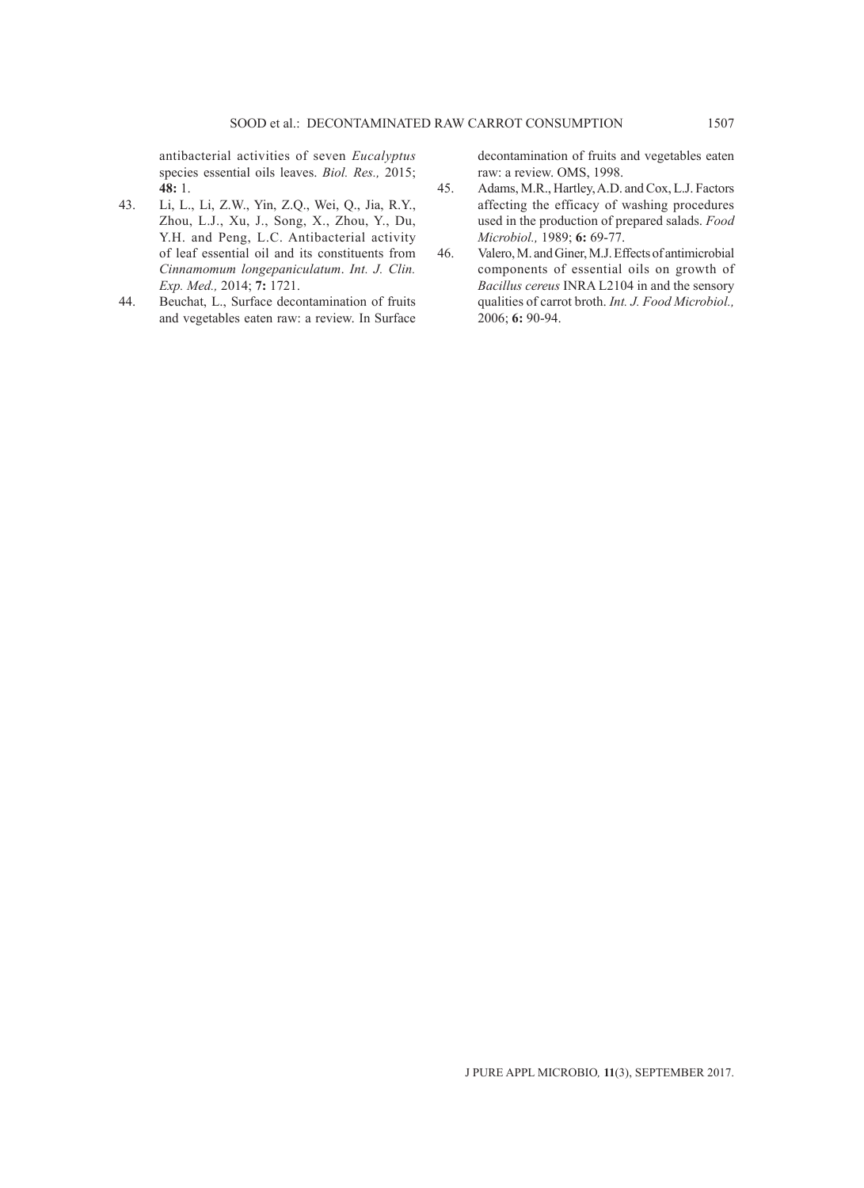antibacterial activities of seven *Eucalyptus* species essential oils leaves. *Biol. Res.,* 2015; **48:** 1.

43. Li, L., Li, Z.W., Yin, Z.Q., Wei, Q., Jia, R.Y., Zhou, L.J., Xu, J., Song, X., Zhou, Y., Du, Y.H. and Peng, L.C. Antibacterial activity of leaf essential oil and its constituents from *Cinnamomum longepaniculatum*. *Int. J. Clin. Exp. Med.,* 2014; **7:** 1721.
44. Beuchat, L., Surface decontamination of fruits and vegetables eaten raw: a review. In Surface decontamination of fruits and vegetables eaten raw: a review. OMS, 1998.
45. Adams, M.R., Hartley, A.D. and Cox, L.J. Factors affecting the efficacy of washing procedures used in the production of prepared salads. *Food Microbiol.,* 1989; **6:** 69-77.
46. Valero, M. and Giner, M.J. Effects of antimicrobial components of essential oils on growth of *Bacillus cereus* INRA L2104 in and the sensory qualities of carrot broth. *Int. J. Food Microbiol.,* 2006; **6:** 90-94.